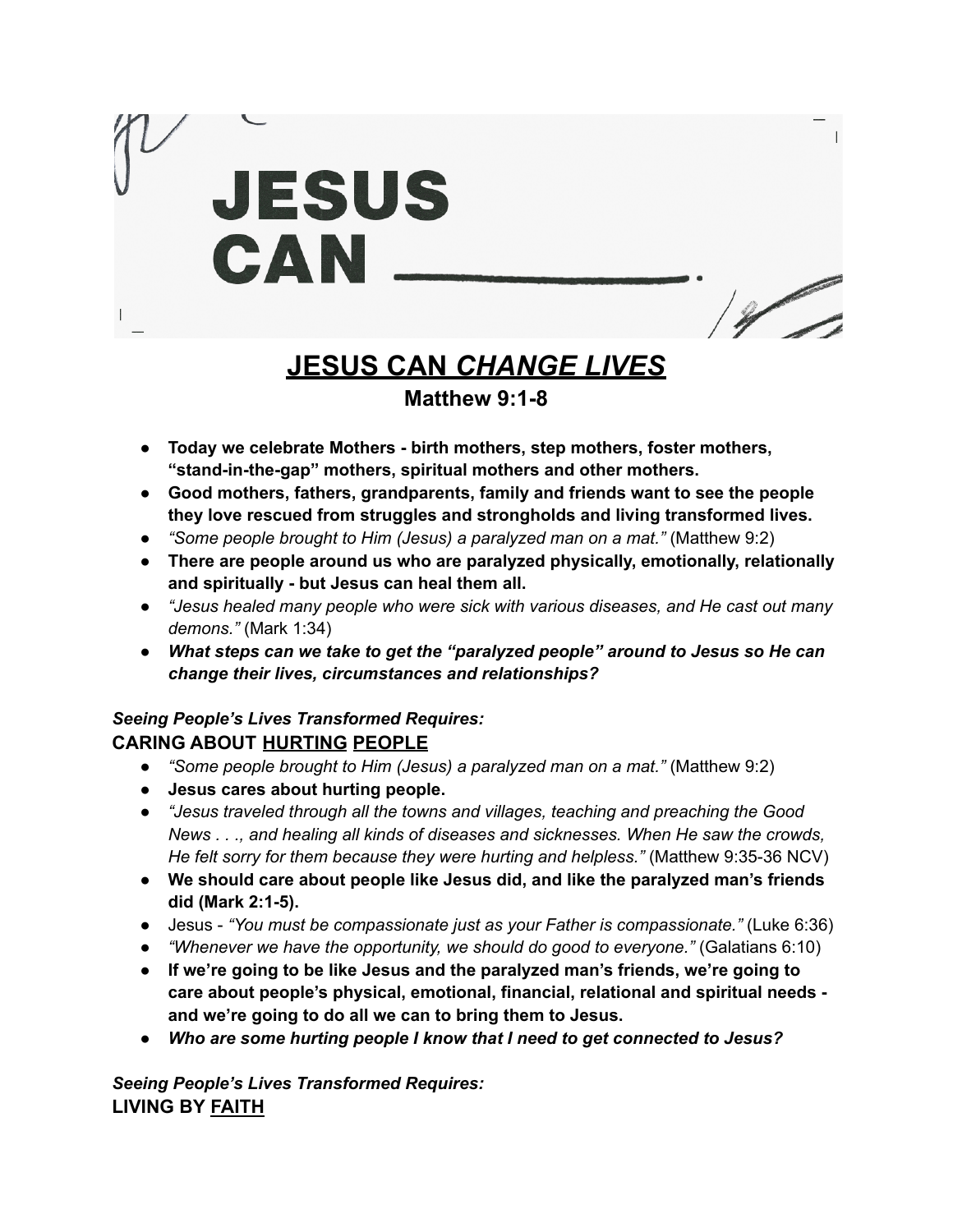JESUS CAN ______.

# JESUS CAN *CHANGE LIVES*

## Matthew 9:1-8

- **Today we celebrate Mothers - birth mothers, step mothers, foster mothers, "stand-in-the-gap" mothers, spiritual mothers and other mothers.**
- **Good mothers, fathers, grandparents, family and friends want to see the people they love rescued from struggles and strongholds and living transformed lives.**
- *"Some people brought to Him (Jesus) a paralyzed man on a mat."* (Matthew 9:2)
- **There are people around us who are paralyzed physically, emotionally, relationally and spiritually - but Jesus can heal them all.**
- *"Jesus healed many people who were sick with various diseases, and He cast out many demons."* (Mark 1:34)
- ***What steps can we take to get the "paralyzed people" around to Jesus so He can change their lives, circumstances and relationships?***

***Seeing People's Lives Transformed Requires:***
**CARING ABOUT HURTING PEOPLE**

- *"Some people brought to Him (Jesus) a paralyzed man on a mat."* (Matthew 9:2)
- **Jesus cares about hurting people.**
- *"Jesus traveled through all the towns and villages, teaching and preaching the Good News . . ., and healing all kinds of diseases and sicknesses. When He saw the crowds, He felt sorry for them because they were hurting and helpless."* (Matthew 9:35-36 NCV)
- **We should care about people like Jesus did, and like the paralyzed man's friends did (Mark 2:1-5).**
- Jesus - *"You must be compassionate just as your Father is compassionate."* (Luke 6:36)
- *"Whenever we have the opportunity, we should do good to everyone."* (Galatians 6:10)
- **If we're going to be like Jesus and the paralyzed man's friends, we're going to care about people's physical, emotional, financial, relational and spiritual needs - and we're going to do all we can to bring them to Jesus.**
- ***Who are some hurting people I know that I need to get connected to Jesus?***

***Seeing People's Lives Transformed Requires:***
**LIVING BY FAITH**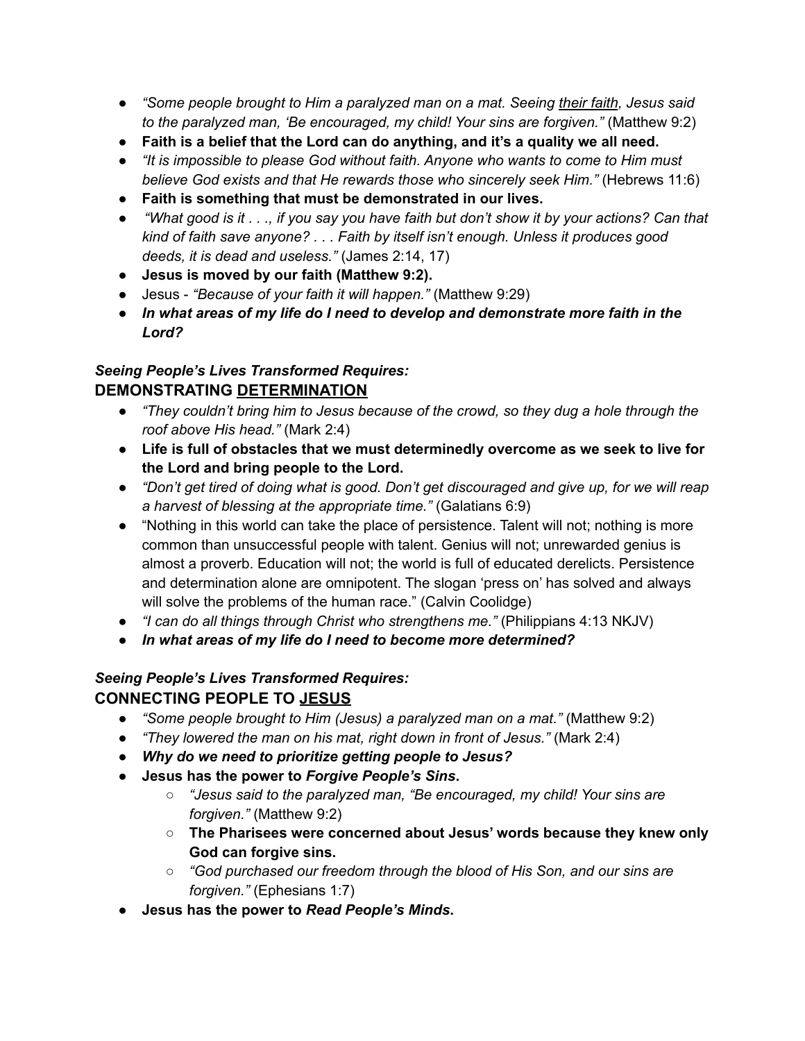- *"Some people brought to Him a paralyzed man on a mat. Seeing <u>their faith</u>, Jesus said to the paralyzed man, 'Be encouraged, my child! Your sins are forgiven."* (Matthew 9:2)
- **Faith is a belief that the Lord can do anything, and it's a quality we all need.**
- *"It is impossible to please God without faith. Anyone who wants to come to Him must believe God exists and that He rewards those who sincerely seek Him."* (Hebrews 11:6)
- **Faith is something that must be demonstrated in our lives.**
- *"What good is it . . ., if you say you have faith but don't show it by your actions? Can that kind of faith save anyone? . . . Faith by itself isn't enough. Unless it produces good deeds, it is dead and useless."* (James 2:14, 17)
- **Jesus is moved by our faith (Matthew 9:2).**
- Jesus - *"Because of your faith it will happen."* (Matthew 9:29)
- ***In what areas of my life do I need to develop and demonstrate more faith in the Lord?***

***Seeing People's Lives Transformed Requires:***

### DEMONSTRATING <u>DETERMINATION</u>

- *"They couldn't bring him to Jesus because of the crowd, so they dug a hole through the roof above His head."* (Mark 2:4)
- **Life is full of obstacles that we must determinedly overcome as we seek to live for the Lord and bring people to the Lord.**
- *"Don't get tired of doing what is good. Don't get discouraged and give up, for we will reap a harvest of blessing at the appropriate time."* (Galatians 6:9)
- "Nothing in this world can take the place of persistence. Talent will not; nothing is more common than unsuccessful people with talent. Genius will not; unrewarded genius is almost a proverb. Education will not; the world is full of educated derelicts. Persistence and determination alone are omnipotent. The slogan 'press on' has solved and always will solve the problems of the human race." (Calvin Coolidge)
- *"I can do all things through Christ who strengthens me."* (Philippians 4:13 NKJV)
- ***In what areas of my life do I need to become more determined?***

***Seeing People's Lives Transformed Requires:***

### CONNECTING PEOPLE TO <u>JESUS</u>

- *"Some people brought to Him (Jesus) a paralyzed man on a mat."* (Matthew 9:2)
- *"They lowered the man on his mat, right down in front of Jesus."* (Mark 2:4)
- ***Why do we need to prioritize getting people to Jesus?***
- **Jesus has the power to *Forgive People's Sins*.**
  - *"Jesus said to the paralyzed man, "Be encouraged, my child! Your sins are forgiven."* (Matthew 9:2)
  - **The Pharisees were concerned about Jesus' words because they knew only God can forgive sins.**
  - *"God purchased our freedom through the blood of His Son, and our sins are forgiven."* (Ephesians 1:7)
- **Jesus has the power to *Read People's Minds*.**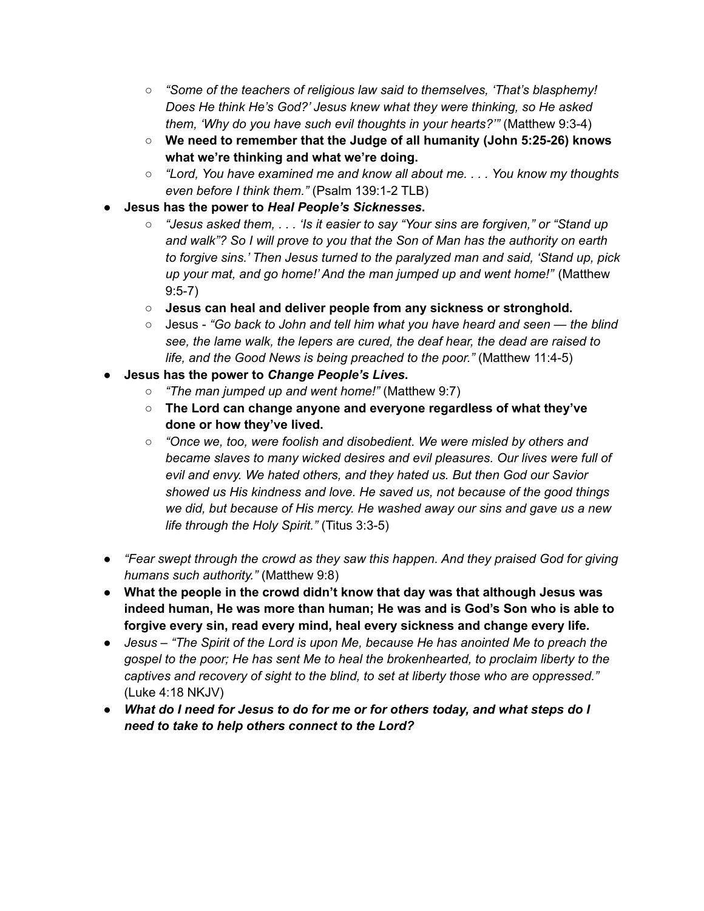- *"Some of the teachers of religious law said to themselves, 'That's blasphemy! Does He think He's God?' Jesus knew what they were thinking, so He asked them, 'Why do you have such evil thoughts in your hearts?'"* (Matthew 9:3-4)
  - **We need to remember that the Judge of all humanity (John 5:25-26) knows what we're thinking and what we're doing.**
  - *"Lord, You have examined me and know all about me. . . . You know my thoughts even before I think them."* (Psalm 139:1-2 TLB)
- **Jesus has the power to *Heal People's Sicknesses*.**
  - *"Jesus asked them, . . . 'Is it easier to say "Your sins are forgiven," or "Stand up and walk"? So I will prove to you that the Son of Man has the authority on earth to forgive sins.' Then Jesus turned to the paralyzed man and said, 'Stand up, pick up your mat, and go home!' And the man jumped up and went home!"* (Matthew 9:5-7)
  - **Jesus can heal and deliver people from any sickness or stronghold.**
  - Jesus - *"Go back to John and tell him what you have heard and seen — the blind see, the lame walk, the lepers are cured, the deaf hear, the dead are raised to life, and the Good News is being preached to the poor."* (Matthew 11:4-5)
- **Jesus has the power to *Change People's Lives*.**
  - *"The man jumped up and went home!"* (Matthew 9:7)
  - **The Lord can change anyone and everyone regardless of what they've done or how they've lived.**
  - *"Once we, too, were foolish and disobedient. We were misled by others and became slaves to many wicked desires and evil pleasures. Our lives were full of evil and envy. We hated others, and they hated us. But then God our Savior showed us His kindness and love. He saved us, not because of the good things we did, but because of His mercy. He washed away our sins and gave us a new life through the Holy Spirit."* (Titus 3:3-5)

- *"Fear swept through the crowd as they saw this happen. And they praised God for giving humans such authority."* (Matthew 9:8)
- **What the people in the crowd didn't know that day was that although Jesus was indeed human, He was more than human; He was and is God's Son who is able to forgive every sin, read every mind, heal every sickness and change every life.**
- *Jesus – "The Spirit of the Lord is upon Me, because He has anointed Me to preach the gospel to the poor; He has sent Me to heal the brokenhearted, to proclaim liberty to the captives and recovery of sight to the blind, to set at liberty those who are oppressed."* (Luke 4:18 NKJV)
- ***What do I need for Jesus to do for me or for others today, and what steps do I need to take to help others connect to the Lord?***